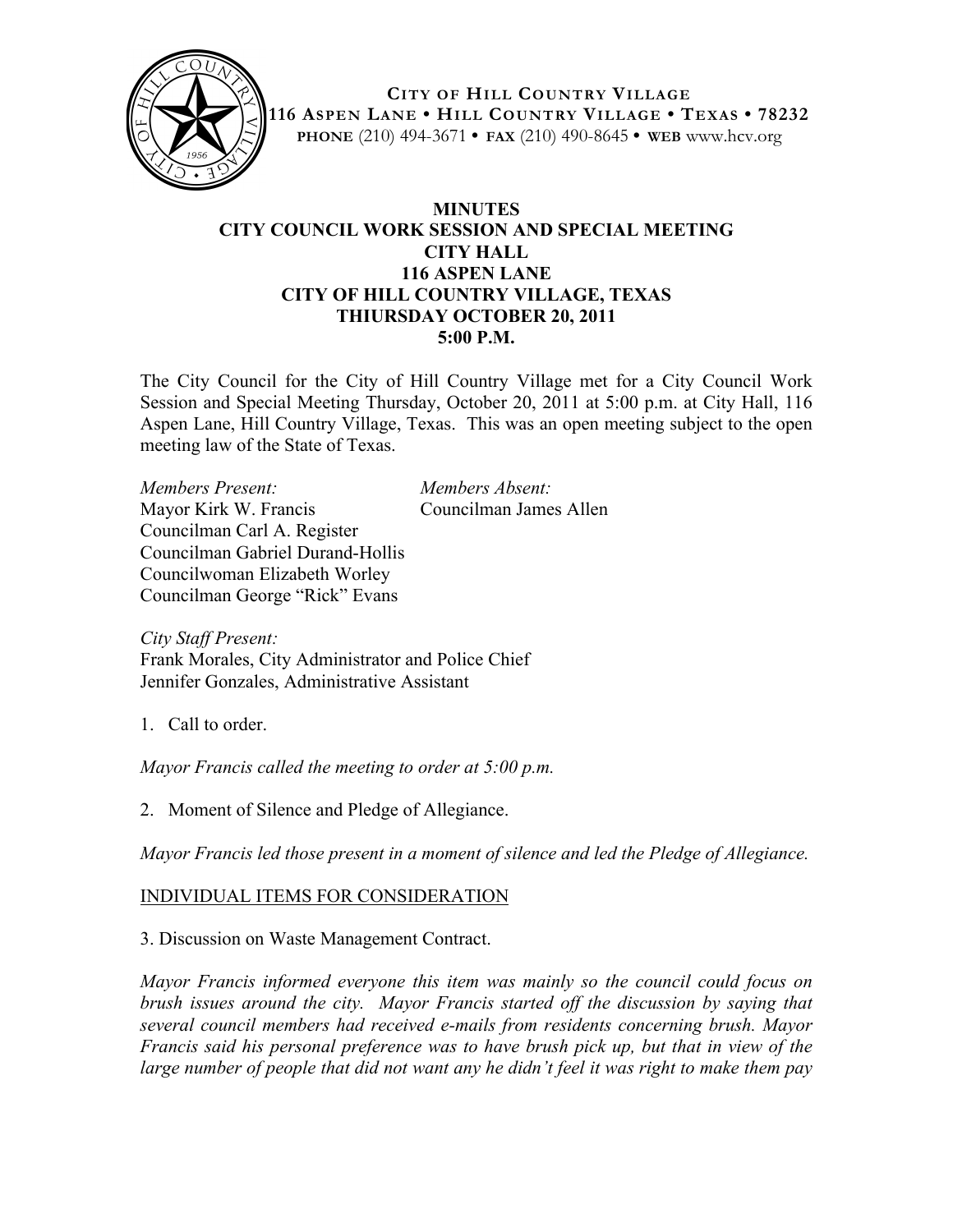**CITY OF HILL COUNTRY VILLAGE**
**116 ASPEN LANE • HILL COUNTRY VILLAGE • TEXAS • 78232**
**PHONE** (210) 494-3671 • **FAX** (210) 490-8645 • **WEB** www.hcv.org

# MINUTES
## CITY COUNCIL WORK SESSION AND SPECIAL MEETING
## CITY HALL
## 116 ASPEN LANE
## CITY OF HILL COUNTRY VILLAGE, TEXAS
## THIURSDAY OCTOBER 20, 2011
## 5:00 P.M.

The City Council for the City of Hill Country Village met for a City Council Work Session and Special Meeting Thursday, October 20, 2011 at 5:00 p.m. at City Hall, 116 Aspen Lane, Hill Country Village, Texas. This was an open meeting subject to the open meeting law of the State of Texas.

*Members Present:*
Mayor Kirk W. Francis
Councilman Carl A. Register
Councilman Gabriel Durand-Hollis
Councilwoman Elizabeth Worley
Councilman George "Rick" Evans

*Members Absent:*
Councilman James Allen

*City Staff Present:*
Frank Morales, City Administrator and Police Chief
Jennifer Gonzales, Administrative Assistant

1. Call to order.

*Mayor Francis called the meeting to order at 5:00 p.m.*

2. Moment of Silence and Pledge of Allegiance.

*Mayor Francis led those present in a moment of silence and led the Pledge of Allegiance.*

<u>INDIVIDUAL ITEMS FOR CONSIDERATION</u>

3. Discussion on Waste Management Contract.

*Mayor Francis informed everyone this item was mainly so the council could focus on brush issues around the city. Mayor Francis started off the discussion by saying that several council members had received e-mails from residents concerning brush. Mayor Francis said his personal preference was to have brush pick up, but that in view of the large number of people that did not want any he didn't feel it was right to make them pay*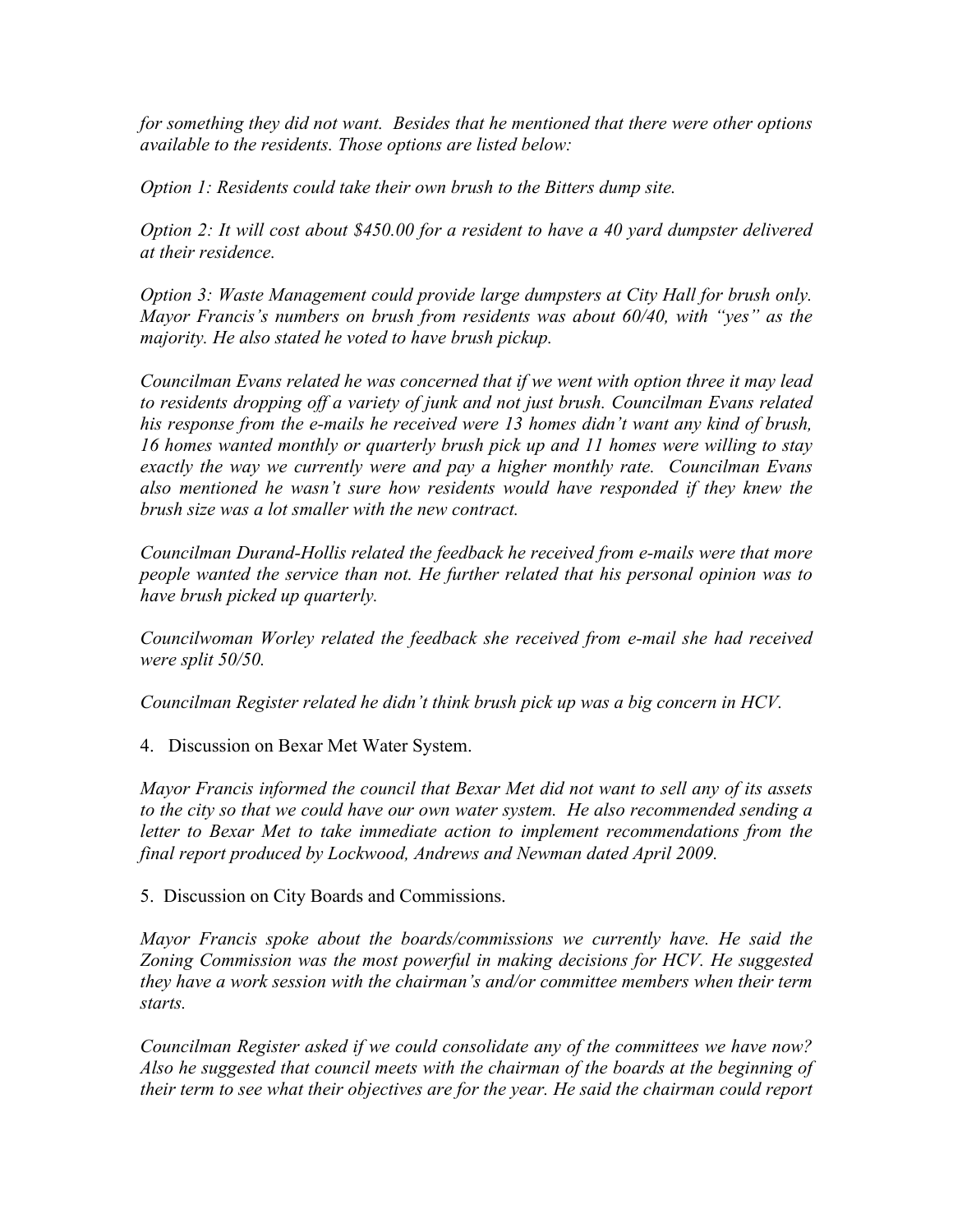*for something they did not want. Besides that he mentioned that there were other options available to the residents. Those options are listed below:*

*Option 1: Residents could take their own brush to the Bitters dump site.*

*Option 2: It will cost about $450.00 for a resident to have a 40 yard dumpster delivered at their residence.*

*Option 3: Waste Management could provide large dumpsters at City Hall for brush only. Mayor Francis's numbers on brush from residents was about 60/40, with "yes" as the majority. He also stated he voted to have brush pickup.*

*Councilman Evans related he was concerned that if we went with option three it may lead to residents dropping off a variety of junk and not just brush. Councilman Evans related his response from the e-mails he received were 13 homes didn't want any kind of brush, 16 homes wanted monthly or quarterly brush pick up and 11 homes were willing to stay exactly the way we currently were and pay a higher monthly rate. Councilman Evans also mentioned he wasn't sure how residents would have responded if they knew the brush size was a lot smaller with the new contract.*

*Councilman Durand-Hollis related the feedback he received from e-mails were that more people wanted the service than not. He further related that his personal opinion was to have brush picked up quarterly.*

*Councilwoman Worley related the feedback she received from e-mail she had received were split 50/50.*

*Councilman Register related he didn't think brush pick up was a big concern in HCV.*

4. Discussion on Bexar Met Water System.

*Mayor Francis informed the council that Bexar Met did not want to sell any of its assets to the city so that we could have our own water system. He also recommended sending a letter to Bexar Met to take immediate action to implement recommendations from the final report produced by Lockwood, Andrews and Newman dated April 2009.*

5. Discussion on City Boards and Commissions.

*Mayor Francis spoke about the boards/commissions we currently have. He said the Zoning Commission was the most powerful in making decisions for HCV. He suggested they have a work session with the chairman's and/or committee members when their term starts.*

*Councilman Register asked if we could consolidate any of the committees we have now? Also he suggested that council meets with the chairman of the boards at the beginning of their term to see what their objectives are for the year. He said the chairman could report*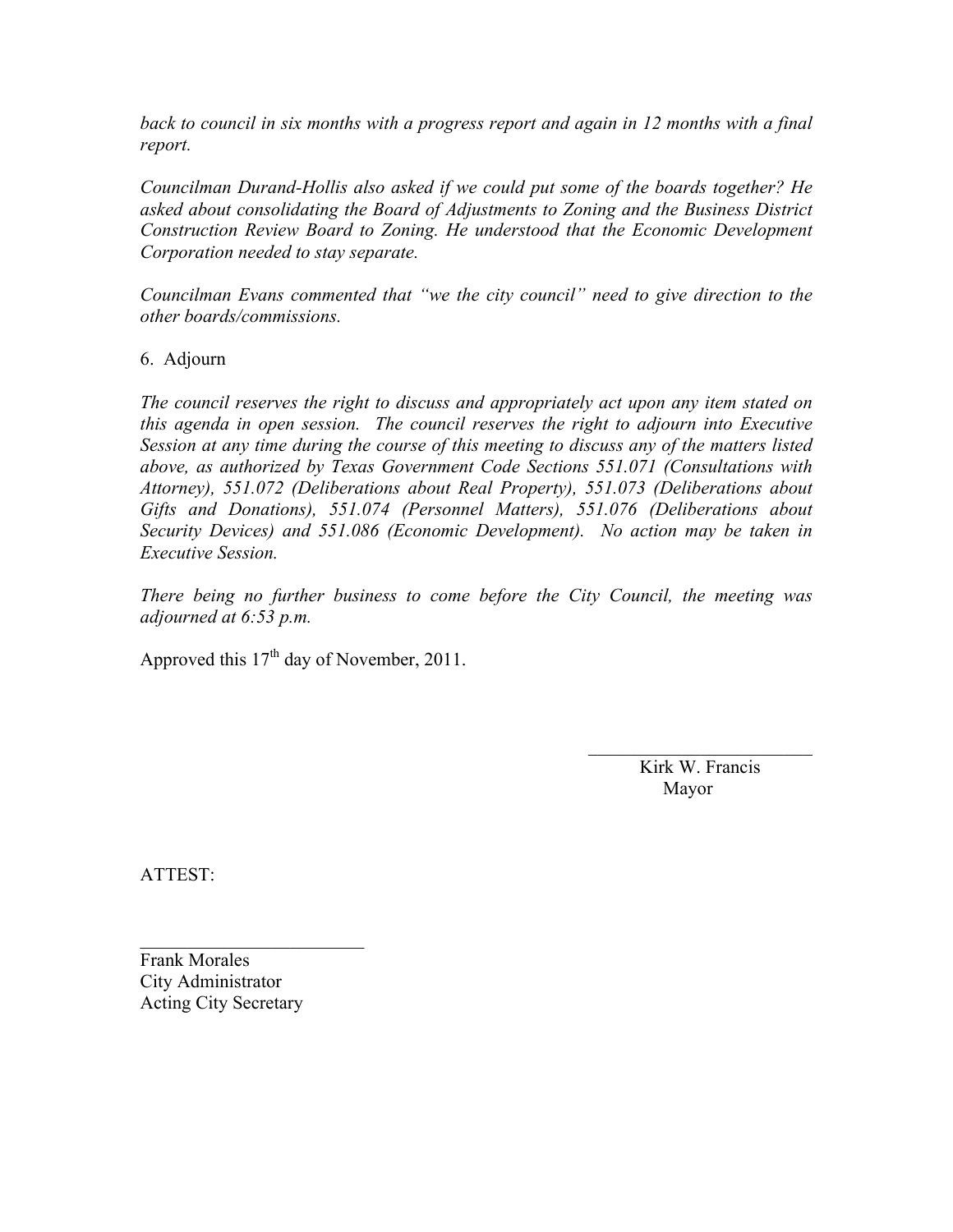*back to council in six months with a progress report and again in 12 months with a final report.*

*Councilman Durand-Hollis also asked if we could put some of the boards together? He asked about consolidating the Board of Adjustments to Zoning and the Business District Construction Review Board to Zoning. He understood that the Economic Development Corporation needed to stay separate.*

*Councilman Evans commented that "we the city council" need to give direction to the other boards/commissions.*

6. Adjourn

*The council reserves the right to discuss and appropriately act upon any item stated on this agenda in open session. The council reserves the right to adjourn into Executive Session at any time during the course of this meeting to discuss any of the matters listed above, as authorized by Texas Government Code Sections 551.071 (Consultations with Attorney), 551.072 (Deliberations about Real Property), 551.073 (Deliberations about Gifts and Donations), 551.074 (Personnel Matters), 551.076 (Deliberations about Security Devices) and 551.086 (Economic Development). No action may be taken in Executive Session.*

*There being no further business to come before the City Council, the meeting was adjourned at 6:53 p.m.*

Approved this 17th day of November, 2011.

\_\_\_\_\_\_\_\_\_\_\_\_\_\_\_\_\_\_\_\_\_\_\_\_\_

Kirk W. Francis
Mayor

ATTEST:

\_\_\_\_\_\_\_\_\_\_\_\_\_\_\_\_\_\_\_\_\_\_\_\_\_

Frank Morales
City Administrator
Acting City Secretary